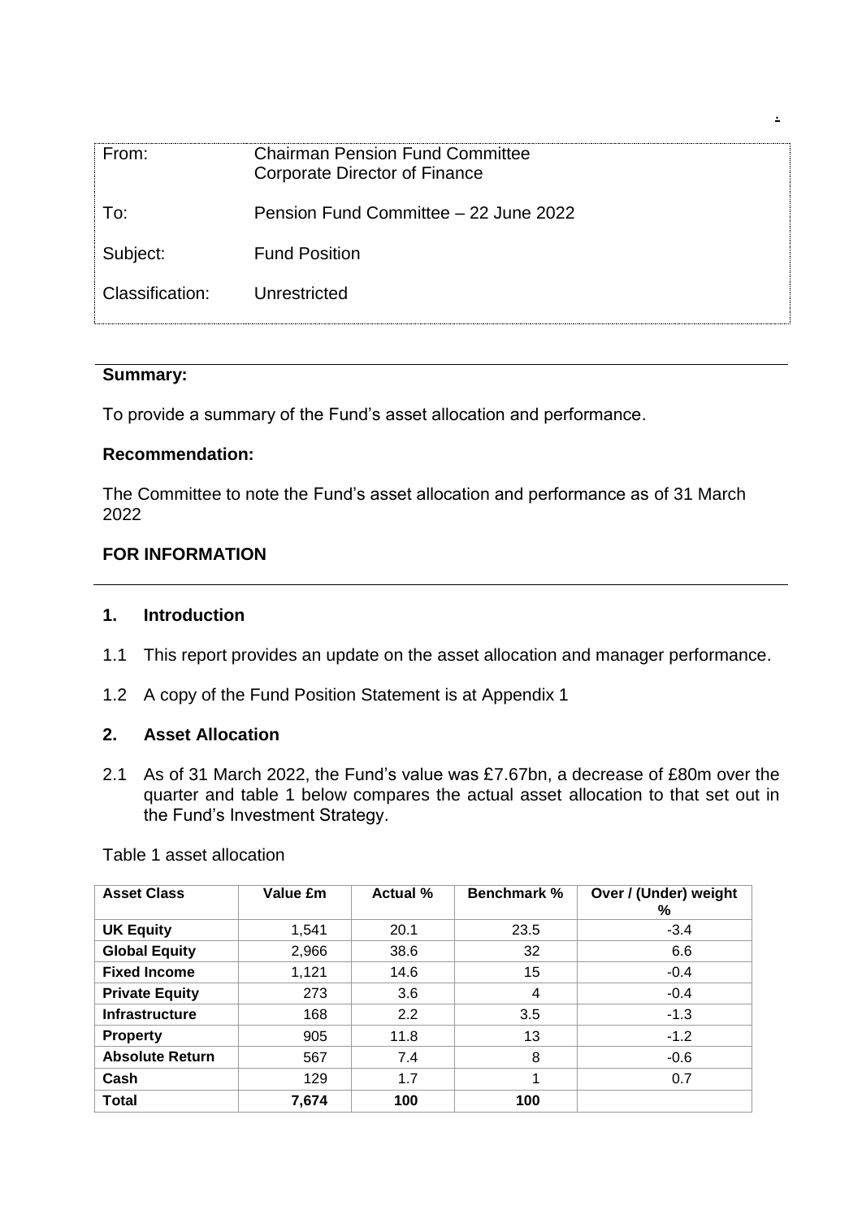| | |
|---|---|
| From: | Chairman Pension Fund Committee<br>Corporate Director of Finance |
| To: | Pension Fund Committee – 22 June 2022 |
| Subject: | Fund Position |
| Classification: | Unrestricted |

**Summary:**

To provide a summary of the Fund's asset allocation and performance.

**Recommendation:**

The Committee to note the Fund's asset allocation and performance as of 31 March 2022

**FOR INFORMATION**

## 1. Introduction

1.1 This report provides an update on the asset allocation and manager performance.

1.2 A copy of the Fund Position Statement is at Appendix 1

## 2. Asset Allocation

2.1 As of 31 March 2022, the Fund's value was £7.67bn, a decrease of £80m over the quarter and table 1 below compares the actual asset allocation to that set out in the Fund's Investment Strategy.

Table 1 asset allocation

| Asset Class | Value £m | Actual % | Benchmark % | Over / (Under) weight % |
|---|---|---|---|---|
| **UK Equity** | 1,541 | 20.1 | 23.5 | -3.4 |
| **Global Equity** | 2,966 | 38.6 | 32 | 6.6 |
| **Fixed Income** | 1,121 | 14.6 | 15 | -0.4 |
| **Private Equity** | 273 | 3.6 | 4 | -0.4 |
| **Infrastructure** | 168 | 2.2 | 3.5 | -1.3 |
| **Property** | 905 | 11.8 | 13 | -1.2 |
| **Absolute Return** | 567 | 7.4 | 8 | -0.6 |
| **Cash** | 129 | 1.7 | 1 | 0.7 |
| **Total** | **7,674** | **100** | **100** | |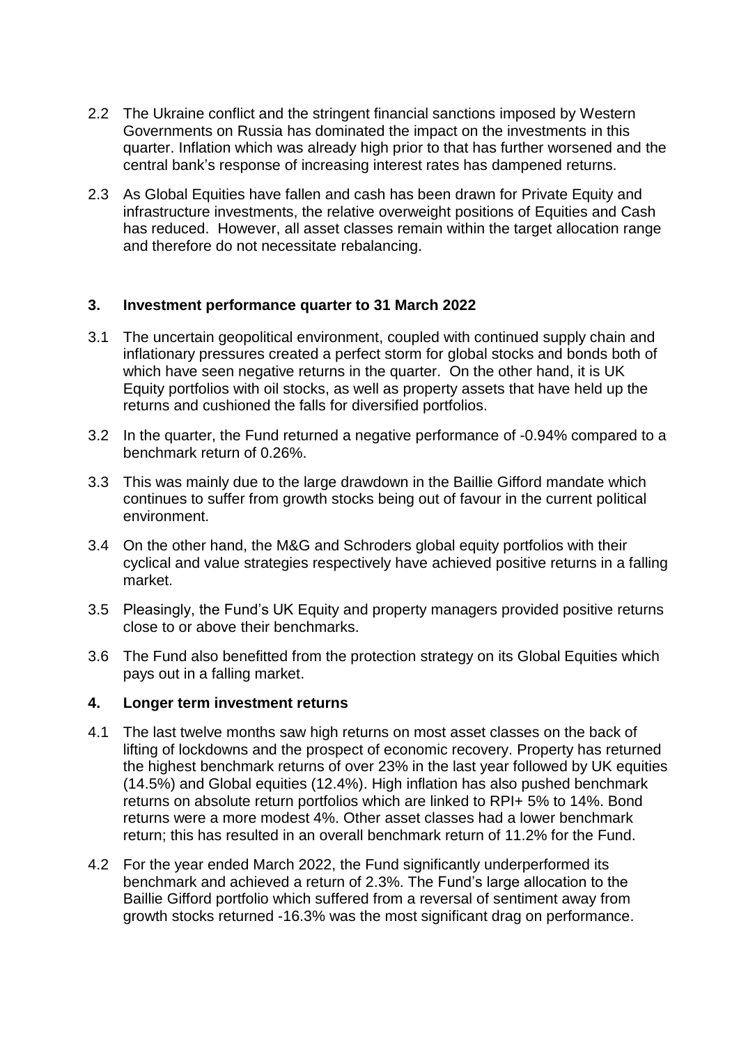2.2 The Ukraine conflict and the stringent financial sanctions imposed by Western Governments on Russia has dominated the impact on the investments in this quarter. Inflation which was already high prior to that has further worsened and the central bank's response of increasing interest rates has dampened returns.

2.3 As Global Equities have fallen and cash has been drawn for Private Equity and infrastructure investments, the relative overweight positions of Equities and Cash has reduced. However, all asset classes remain within the target allocation range and therefore do not necessitate rebalancing.

## 3. Investment performance quarter to 31 March 2022

3.1 The uncertain geopolitical environment, coupled with continued supply chain and inflationary pressures created a perfect storm for global stocks and bonds both of which have seen negative returns in the quarter. On the other hand, it is UK Equity portfolios with oil stocks, as well as property assets that have held up the returns and cushioned the falls for diversified portfolios.

3.2 In the quarter, the Fund returned a negative performance of -0.94% compared to a benchmark return of 0.26%.

3.3 This was mainly due to the large drawdown in the Baillie Gifford mandate which continues to suffer from growth stocks being out of favour in the current political environment.

3.4 On the other hand, the M&G and Schroders global equity portfolios with their cyclical and value strategies respectively have achieved positive returns in a falling market.

3.5 Pleasingly, the Fund's UK Equity and property managers provided positive returns close to or above their benchmarks.

3.6 The Fund also benefitted from the protection strategy on its Global Equities which pays out in a falling market.

## 4. Longer term investment returns

4.1 The last twelve months saw high returns on most asset classes on the back of lifting of lockdowns and the prospect of economic recovery. Property has returned the highest benchmark returns of over 23% in the last year followed by UK equities (14.5%) and Global equities (12.4%). High inflation has also pushed benchmark returns on absolute return portfolios which are linked to RPI+ 5% to 14%. Bond returns were a more modest 4%. Other asset classes had a lower benchmark return; this has resulted in an overall benchmark return of 11.2% for the Fund.

4.2 For the year ended March 2022, the Fund significantly underperformed its benchmark and achieved a return of 2.3%. The Fund's large allocation to the Baillie Gifford portfolio which suffered from a reversal of sentiment away from growth stocks returned -16.3% was the most significant drag on performance.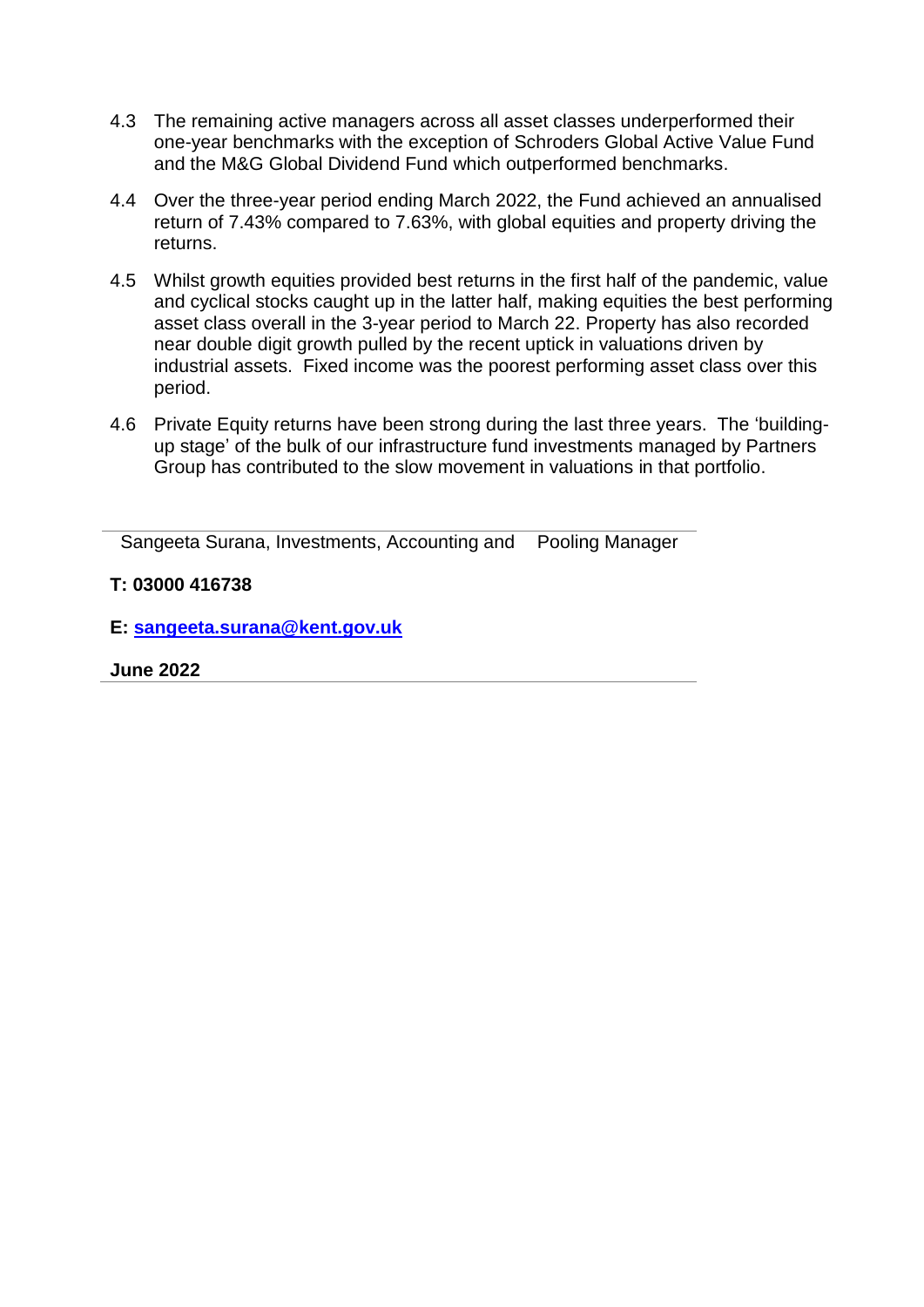4.3 The remaining active managers across all asset classes underperformed their one-year benchmarks with the exception of Schroders Global Active Value Fund and the M&G Global Dividend Fund which outperformed benchmarks.

4.4 Over the three-year period ending March 2022, the Fund achieved an annualised return of 7.43% compared to 7.63%, with global equities and property driving the returns.

4.5 Whilst growth equities provided best returns in the first half of the pandemic, value and cyclical stocks caught up in the latter half, making equities the best performing asset class overall in the 3-year period to March 22. Property has also recorded near double digit growth pulled by the recent uptick in valuations driven by industrial assets. Fixed income was the poorest performing asset class over this period.

4.6 Private Equity returns have been strong during the last three years. The 'building-up stage' of the bulk of our infrastructure fund investments managed by Partners Group has contributed to the slow movement in valuations in that portfolio.

---

Sangeeta Surana, Investments, Accounting and Pooling Manager

**T: 03000 416738**

**E: sangeeta.surana@kent.gov.uk**

**June 2022**